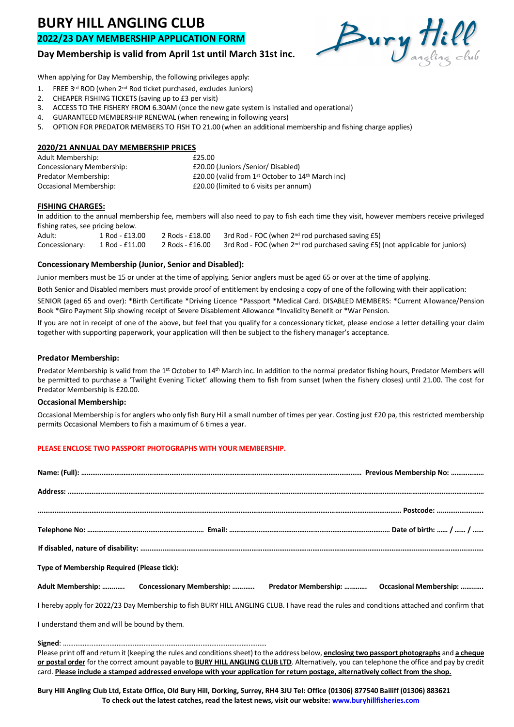# BURY HILL ANGLING CLUB

## 2022/23 DAY MEMBERSHIP APPLICATION FORM

### Day Membership is valid from April 1st until March 31st inc.

Bury Hill angling club

When applying for Day Membership, the following privileges apply:

1. FREE 3rd ROD (when 2nd Rod ticket purchased, excludes Juniors)
2. CHEAPER FISHING TICKETS (saving up to £3 per visit)
3. ACCESS TO THE FISHERY FROM 6.30AM (once the new gate system is installed and operational)
4. GUARANTEED MEMBERSHIP RENEWAL (when renewing in following years)
5. OPTION FOR PREDATOR MEMBERS TO FISH TO 21.00 (when an additional membership and fishing charge applies)

**2020/21 ANNUAL DAY MEMBERSHIP PRICES**

| | |
|---|---|
| Adult Membership: | £25.00 |
| Concessionary Membership: | £20.00 (Juniors /Senior/ Disabled) |
| Predator Membership: | £20.00 (valid from 1st October to 14th March inc) |
| Occasional Membership: | £20.00 (limited to 6 visits per annum) |

**FISHING CHARGES:**

In addition to the annual membership fee, members will also need to pay to fish each time they visit, however members receive privileged fishing rates, see pricing below.

| | | | |
|---|---|---|---|
| Adult: | 1 Rod - £13.00 | 2 Rods - £18.00 | 3rd Rod - FOC (when 2nd rod purchased saving £5) |
| Concessionary: | 1 Rod - £11.00 | 2 Rods - £16.00 | 3rd Rod - FOC (when 2nd rod purchased saving £5) (not applicable for juniors) |

**Concessionary Membership (Junior, Senior and Disabled):**

Junior members must be 15 or under at the time of applying. Senior anglers must be aged 65 or over at the time of applying.

Both Senior and Disabled members must provide proof of entitlement by enclosing a copy of one of the following with their application:

SENIOR (aged 65 and over): *Birth Certificate *Driving Licence *Passport *Medical Card. DISABLED MEMBERS: *Current Allowance/Pension Book *Giro Payment Slip showing receipt of Severe Disablement Allowance *Invalidity Benefit or *War Pension.

If you are not in receipt of one of the above, but feel that you qualify for a concessionary ticket, please enclose a letter detailing your claim together with supporting paperwork, your application will then be subject to the fishery manager's acceptance.

**Predator Membership:**

Predator Membership is valid from the 1st October to 14th March inc. In addition to the normal predator fishing hours, Predator Members will be permitted to purchase a 'Twilight Evening Ticket' allowing them to fish from sunset (when the fishery closes) until 21.00. The cost for Predator Membership is £20.00.

**Occasional Membership:**

Occasional Membership is for anglers who only fish Bury Hill a small number of times per year. Costing just £20 pa, this restricted membership permits Occasional Members to fish a maximum of 6 times a year.

**PLEASE ENCLOSE TWO PASSPORT PHOTOGRAPHS WITH YOUR MEMBERSHIP.**

**Name: (Full):** ………………………………………………………… **Previous Membership No:** ………………

**Address:** …………………………………………………………………………………………………………

……………………………………………………………………………………………… **Postcode:** …………………….

**Telephone No:** ……………………………………… **Email:** ……………………………………………… **Date of birth:** …… / …… / ……

**If disabled, nature of disability:** …………………………………………………………………………………

**Type of Membership Required (Please tick):**

**Adult Membership:** ……….. **Concessionary Membership:** ……….. **Predator Membership:** ……….. **Occasional Membership:** ………..

I hereby apply for 2022/23 Day Membership to fish BURY HILL ANGLING CLUB. I have read the rules and conditions attached and confirm that I understand them and will be bound by them.

**Signed**: ……………………………………………………………………………………

Please print off and return it (keeping the rules and conditions sheet) to the address below, **enclosing two passport photographs** and **a cheque or postal order** for the correct amount payable to **BURY HILL ANGLING CLUB LTD**. Alternatively, you can telephone the office and pay by credit card. **Please include a stamped addressed envelope with your application for return postage, alternatively collect from the shop.**

**Bury Hill Angling Club Ltd, Estate Office, Old Bury Hill, Dorking, Surrey, RH4 3JU Tel: Office (01306) 877540 Bailiff (01306) 883621**
**To check out the latest catches, read the latest news, visit our website: www.buryhillfisheries.com**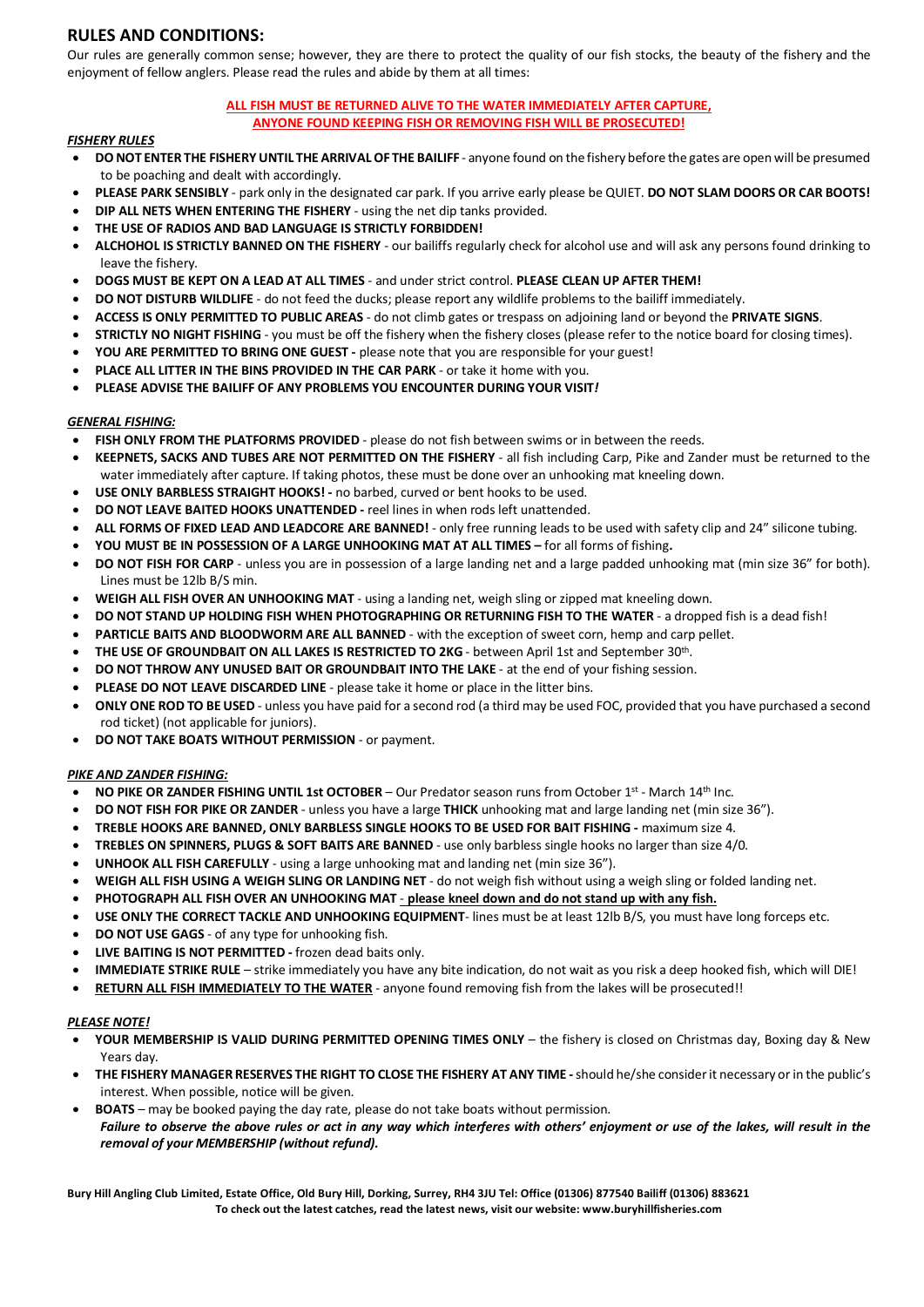## RULES AND CONDITIONS:

Our rules are generally common sense; however, they are there to protect the quality of our fish stocks, the beauty of the fishery and the enjoyment of fellow anglers. Please read the rules and abide by them at all times:

**ALL FISH MUST BE RETURNED ALIVE TO THE WATER IMMEDIATELY AFTER CAPTURE,**
**ANYONE FOUND KEEPING FISH OR REMOVING FISH WILL BE PROSECUTED!**

### *FISHERY RULES*

- **DO NOT ENTER THE FISHERY UNTIL THE ARRIVAL OF THE BAILIFF** - anyone found on the fishery before the gates are open will be presumed to be poaching and dealt with accordingly.
- **PLEASE PARK SENSIBLY** - park only in the designated car park. If you arrive early please be QUIET. **DO NOT SLAM DOORS OR CAR BOOTS!**
- **DIP ALL NETS WHEN ENTERING THE FISHERY** - using the net dip tanks provided.
- **THE USE OF RADIOS AND BAD LANGUAGE IS STRICTLY FORBIDDEN!**
- **ALCHOHOL IS STRICTLY BANNED ON THE FISHERY** - our bailiffs regularly check for alcohol use and will ask any persons found drinking to leave the fishery.
- **DOGS MUST BE KEPT ON A LEAD AT ALL TIMES** - and under strict control. **PLEASE CLEAN UP AFTER THEM!**
- **DO NOT DISTURB WILDLIFE** - do not feed the ducks; please report any wildlife problems to the bailiff immediately.
- **ACCESS IS ONLY PERMITTED TO PUBLIC AREAS** - do not climb gates or trespass on adjoining land or beyond the **PRIVATE SIGNS**.
- **STRICTLY NO NIGHT FISHING** - you must be off the fishery when the fishery closes (please refer to the notice board for closing times).
- **YOU ARE PERMITTED TO BRING ONE GUEST -** please note that you are responsible for your guest!
- **PLACE ALL LITTER IN THE BINS PROVIDED IN THE CAR PARK** - or take it home with you.
- **PLEASE ADVISE THE BAILIFF OF ANY PROBLEMS YOU ENCOUNTER DURING YOUR VISIT!**

### *GENERAL FISHING:*

- **FISH ONLY FROM THE PLATFORMS PROVIDED** - please do not fish between swims or in between the reeds.
- **KEEPNETS, SACKS AND TUBES ARE NOT PERMITTED ON THE FISHERY** - all fish including Carp, Pike and Zander must be returned to the water immediately after capture. If taking photos, these must be done over an unhooking mat kneeling down.
- **USE ONLY BARBLESS STRAIGHT HOOKS! -** no barbed, curved or bent hooks to be used.
- **DO NOT LEAVE BAITED HOOKS UNATTENDED -** reel lines in when rods left unattended.
- **ALL FORMS OF FIXED LEAD AND LEADCORE ARE BANNED!** - only free running leads to be used with safety clip and 24" silicone tubing.
- **YOU MUST BE IN POSSESSION OF A LARGE UNHOOKING MAT AT ALL TIMES –** for all forms of fishing**.**
- **DO NOT FISH FOR CARP** - unless you are in possession of a large landing net and a large padded unhooking mat (min size 36" for both). Lines must be 12lb B/S min.
- **WEIGH ALL FISH OVER AN UNHOOKING MAT** - using a landing net, weigh sling or zipped mat kneeling down.
- **DO NOT STAND UP HOLDING FISH WHEN PHOTOGRAPHING OR RETURNING FISH TO THE WATER** - a dropped fish is a dead fish!
- **PARTICLE BAITS AND BLOODWORM ARE ALL BANNED** - with the exception of sweet corn, hemp and carp pellet.
- **THE USE OF GROUNDBAIT ON ALL LAKES IS RESTRICTED TO 2KG** - between April 1st and September 30th.
- **DO NOT THROW ANY UNUSED BAIT OR GROUNDBAIT INTO THE LAKE** - at the end of your fishing session.
- **PLEASE DO NOT LEAVE DISCARDED LINE** - please take it home or place in the litter bins.
- **ONLY ONE ROD TO BE USED** - unless you have paid for a second rod (a third may be used FOC, provided that you have purchased a second rod ticket) (not applicable for juniors).
- **DO NOT TAKE BOATS WITHOUT PERMISSION** - or payment.

### *PIKE AND ZANDER FISHING:*

- **NO PIKE OR ZANDER FISHING UNTIL 1st OCTOBER** – Our Predator season runs from October 1st - March 14th Inc.
- **DO NOT FISH FOR PIKE OR ZANDER** - unless you have a large **THICK** unhooking mat and large landing net (min size 36").
- **TREBLE HOOKS ARE BANNED, ONLY BARBLESS SINGLE HOOKS TO BE USED FOR BAIT FISHING -** maximum size 4.
- **TREBLES ON SPINNERS, PLUGS & SOFT BAITS ARE BANNED** - use only barbless single hooks no larger than size 4/0.
- **UNHOOK ALL FISH CAREFULLY** - using a large unhooking mat and landing net (min size 36").
- **WEIGH ALL FISH USING A WEIGH SLING OR LANDING NET** - do not weigh fish without using a weigh sling or folded landing net.
- **PHOTOGRAPH ALL FISH OVER AN UNHOOKING MAT** - **please kneel down and do not stand up with any fish.**
- **USE ONLY THE CORRECT TACKLE AND UNHOOKING EQUIPMENT**- lines must be at least 12lb B/S, you must have long forceps etc.
- **DO NOT USE GAGS** - of any type for unhooking fish.
- **LIVE BAITING IS NOT PERMITTED -** frozen dead baits only.
- **IMMEDIATE STRIKE RULE** – strike immediately you have any bite indication, do not wait as you risk a deep hooked fish, which will DIE!
- **RETURN ALL FISH IMMEDIATELY TO THE WATER** - anyone found removing fish from the lakes will be prosecuted!!

### *PLEASE NOTE!*

- **YOUR MEMBERSHIP IS VALID DURING PERMITTED OPENING TIMES ONLY** – the fishery is closed on Christmas day, Boxing day & New Years day.
- **THE FISHERY MANAGER RESERVES THE RIGHT TO CLOSE THE FISHERY AT ANY TIME -** should he/she consider it necessary or in the public's interest. When possible, notice will be given.
- **BOATS** – may be booked paying the day rate, please do not take boats without permission.

***Failure to observe the above rules or act in any way which interferes with others' enjoyment or use of the lakes, will result in the removal of your MEMBERSHIP (without refund).***

**Bury Hill Angling Club Limited, Estate Office, Old Bury Hill, Dorking, Surrey, RH4 3JU Tel: Office (01306) 877540 Bailiff (01306) 883621**
**To check out the latest catches, read the latest news, visit our website: www.buryhillfisheries.com**